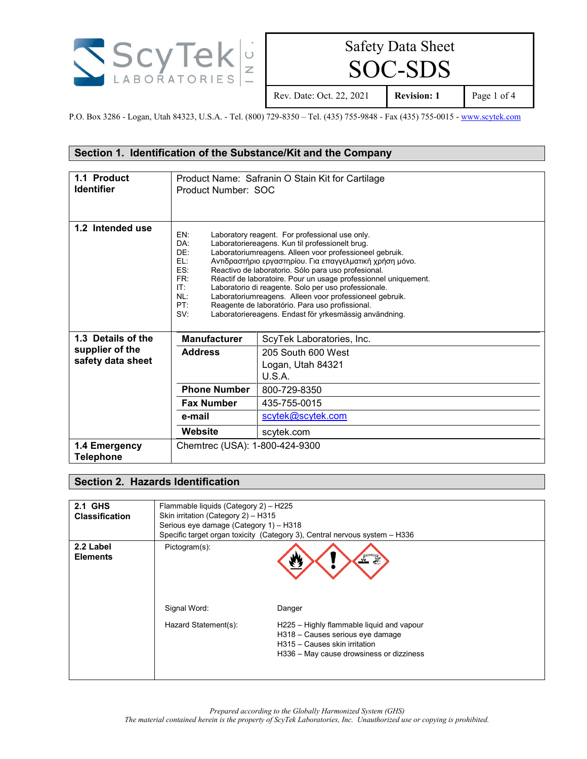**ScyTek LABORATORIES INC.**

# Safety Data Sheet
# SOC-SDS

| Rev. Date: Oct. 22, 2021 | Revision: 1 |
|---|---|

P.O. Box 3286 - Logan, Utah 84323, U.S.A. - Tel. (800) 729-8350 – Tel. (435) 755-9848 - Fax (435) 755-0015 - www.scytek.com

## Section 1. Identification of the Substance/Kit and the Company

| | |
|---|---|
| **1.1 Product Identifier** | Product Name: Safranin O Stain Kit for Cartilage<br>Product Number: SOC |
| **1.2 Intended use** | EN: Laboratory reagent. For professional use only.<br>DA: Laboratoriereagens. Kun til professionelt brug.<br>DE: Laboratoriumreagens. Alleen voor professioneel gebruik.<br>EL: Αντιδραστήριο εργαστηρίου. Για επαγγελματική χρήση μόνο.<br>ES: Reactivo de laboratorio. Sólo para uso profesional.<br>FR: Réactif de laboratoire. Pour un usage professionnel uniquement.<br>IT: Laboratorio di reagente. Solo per uso professionale.<br>NL: Laboratoriumreagens. Alleen voor professioneel gebruik.<br>PT: Reagente de laboratório. Para uso profissional.<br>SV: Laboratoriereagens. Endast för yrkesmässig användning. |
| **1.3 Details of the supplier of the safety data sheet** | **Manufacturer:** ScyTek Laboratories, Inc.<br>**Address:** 205 South 600 West, Logan, Utah 84321, U.S.A.<br>**Phone Number:** 800-729-8350<br>**Fax Number:** 435-755-0015<br>**e-mail:** scytek@scytek.com<br>**Website:** scytek.com |
| **1.4 Emergency Telephone** | Chemtrec (USA): 1-800-424-9300 |

## Section 2. Hazards Identification

| | |
|---|---|
| **2.1 GHS Classification** | Flammable liquids (Category 2) – H225<br>Skin irritation (Category 2) – H315<br>Serious eye damage (Category 1) – H318<br>Specific target organ toxicity (Category 3), Central nervous system – H336 |
| **2.2 Label Elements** | Pictogram(s):<br><br>Signal Word: Danger<br><br>Hazard Statement(s):<br>H225 – Highly flammable liquid and vapour<br>H318 – Causes serious eye damage<br>H315 – Causes skin irritation<br>H336 – May cause drowsiness or dizziness |

*Prepared according to the Globally Harmonized System (GHS)*
*The material contained herein is the property of ScyTek Laboratories, Inc. Unauthorized use or copying is prohibited.*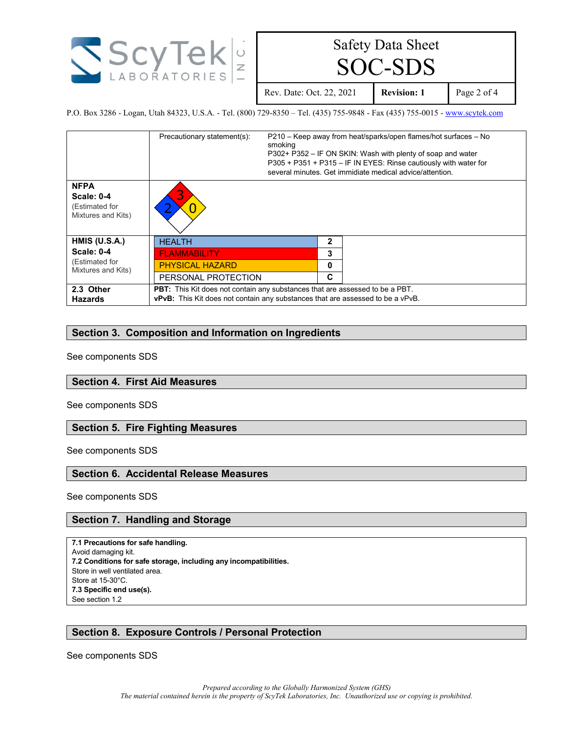| | | |
|---|---|---|
| | Precautionary statement(s): | P210 – Keep away from heat/sparks/open flames/hot surfaces – No smoking<br>P302+ P352 – IF ON SKIN: Wash with plenty of soap and water<br>P305 + P351 + P315 – IF IN EYES: Rinse cautiously with water for several minutes. Get immidiate medical advice/attention. |
| **NFPA**<br>**Scale: 0-4**<br>(Estimated for Mixtures and Kits) | Health: 2, Flammability: 3, Instability: 0 | |
| **HMIS (U.S.A.)**<br>**Scale: 0-4**<br>(Estimated for Mixtures and Kits) | HEALTH: **2**<br>FLAMMABILITY: **3**<br>PHYSICAL HAZARD: **0**<br>PERSONAL PROTECTION: **C** | |
| **2.3 Other Hazards** | **PBT:** This Kit does not contain any substances that are assessed to be a PBT.<br>**vPvB:** This Kit does not contain any substances that are assessed to be a vPvB. | |

## Section 3. Composition and Information on Ingredients

See components SDS

## Section 4. First Aid Measures

See components SDS

## Section 5. Fire Fighting Measures

See components SDS

## Section 6. Accidental Release Measures

See components SDS

## Section 7. Handling and Storage

**7.1 Precautions for safe handling.**
Avoid damaging kit.
**7.2 Conditions for safe storage, including any incompatibilities.**
Store in well ventilated area.
Store at 15-30°C.
**7.3 Specific end use(s).**
See section 1.2

## Section 8. Exposure Controls / Personal Protection

See components SDS

*Prepared according to the Globally Harmonized System (GHS)*
*The material contained herein is the property of ScyTek Laboratories, Inc. Unauthorized use or copying is prohibited.*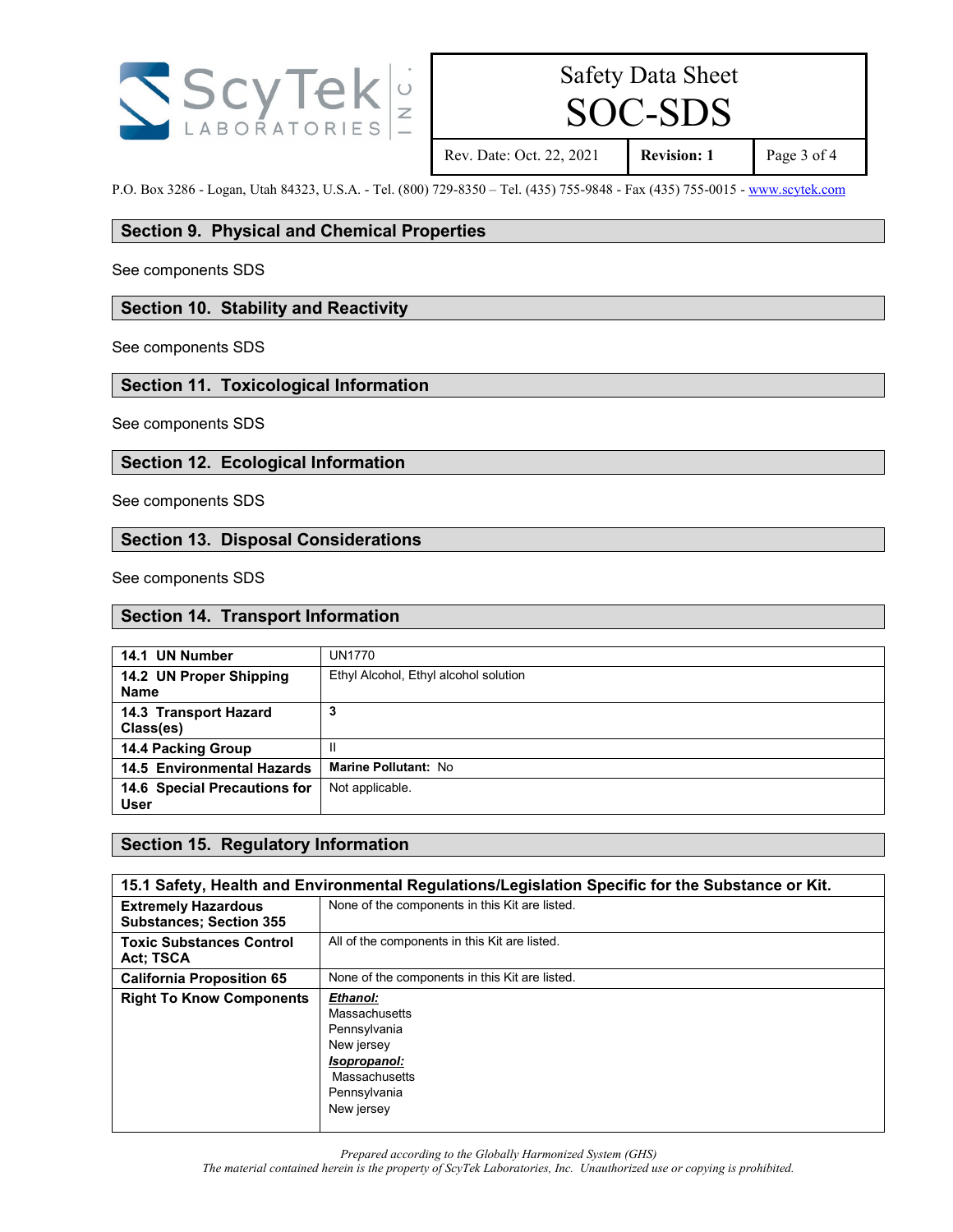## Section 9. Physical and Chemical Properties

See components SDS

## Section 10. Stability and Reactivity

See components SDS

## Section 11. Toxicological Information

See components SDS

## Section 12. Ecological Information

See components SDS

## Section 13. Disposal Considerations

See components SDS

## Section 14. Transport Information

| | |
|---|---|
| **14.1 UN Number** | UN1770 |
| **14.2 UN Proper Shipping Name** | Ethyl Alcohol, Ethyl alcohol solution |
| **14.3 Transport Hazard Class(es)** | **3** |
| **14.4 Packing Group** | II |
| **14.5 Environmental Hazards** | **Marine Pollutant:** No |
| **14.6 Special Precautions for User** | Not applicable. |

## Section 15. Regulatory Information

| **15.1 Safety, Health and Environmental Regulations/Legislation Specific for the Substance or Kit.** | |
|---|---|
| **Extremely Hazardous Substances; Section 355** | None of the components in this Kit are listed. |
| **Toxic Substances Control Act; TSCA** | All of the components in this Kit are listed. |
| **California Proposition 65** | None of the components in this Kit are listed. |
| **Right To Know Components** | ***Ethanol:***<br>Massachusetts<br>Pennsylvania<br>New jersey<br>***Isopropanol:***<br>Massachusetts<br>Pennsylvania<br>New jersey |

*Prepared according to the Globally Harmonized System (GHS)*
*The material contained herein is the property of ScyTek Laboratories, Inc. Unauthorized use or copying is prohibited.*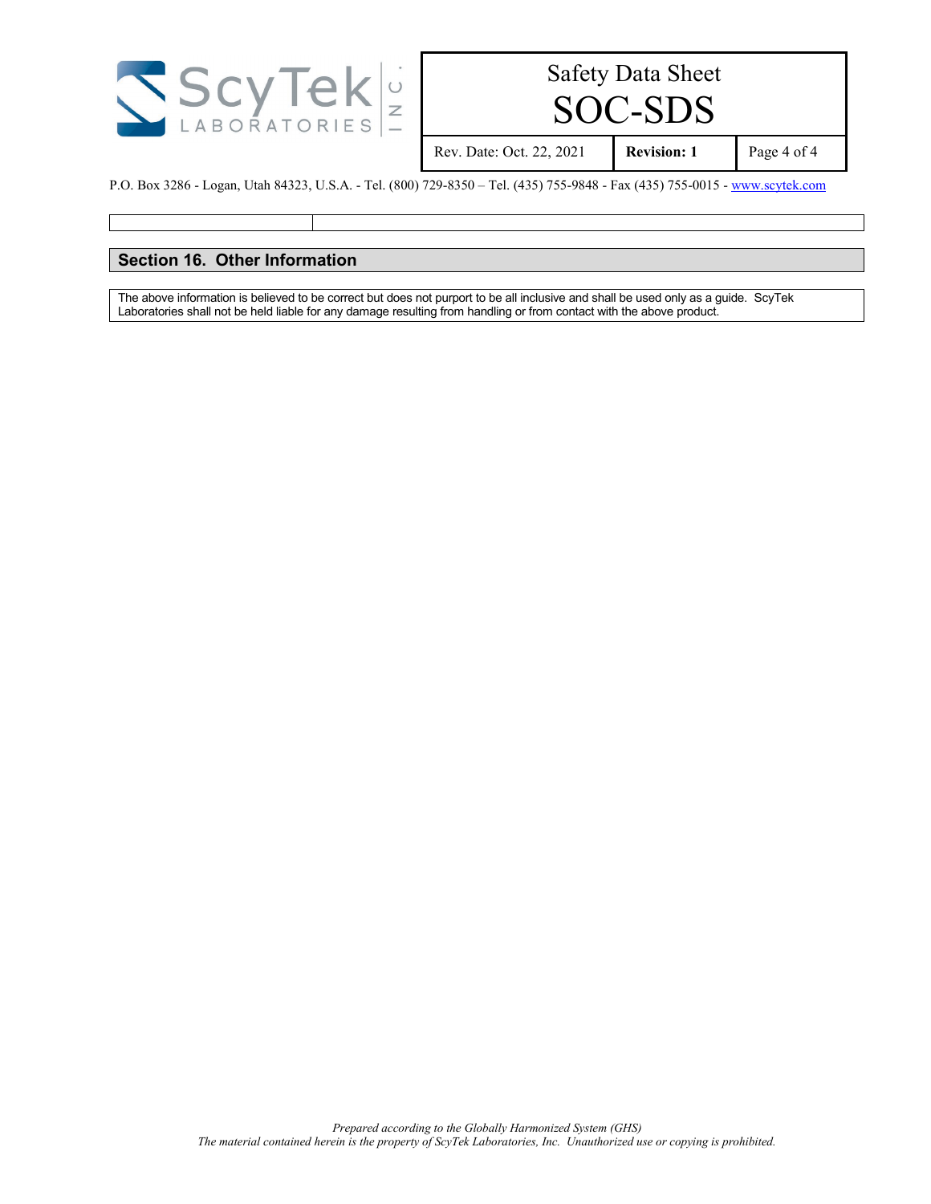## Section 16. Other Information

The above information is believed to be correct but does not purport to be all inclusive and shall be used only as a guide. ScyTek Laboratories shall not be held liable for any damage resulting from handling or from contact with the above product.

*Prepared according to the Globally Harmonized System (GHS)*
*The material contained herein is the property of ScyTek Laboratories, Inc. Unauthorized use or copying is prohibited.*